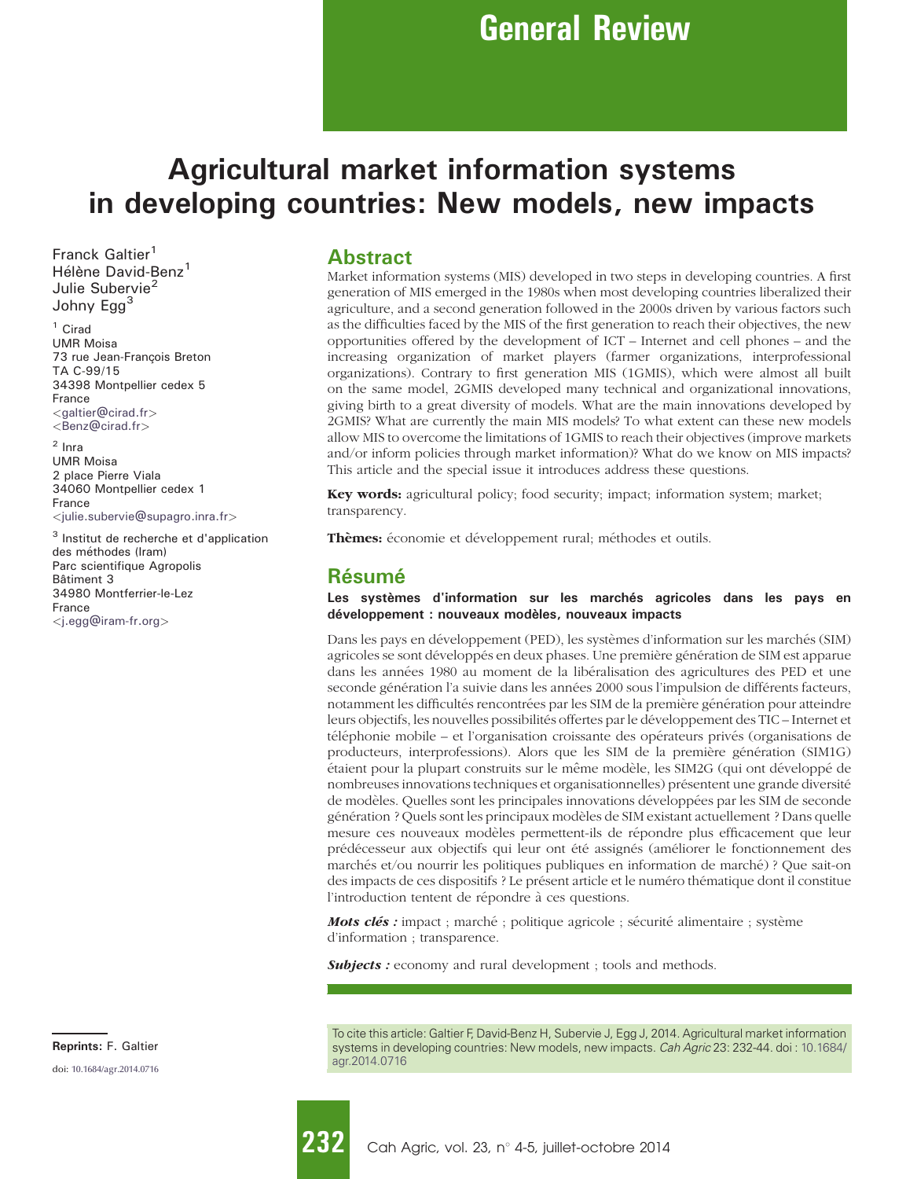General Review

# Agricultural market information systems in developing countries: New models, new impacts

Franck Galtier[1]
Hélène David-Benz[1]
Julie Subervie[2]
Johny Egg[3]

[1] Cirad
UMR Moisa
73 rue Jean-François Breton
TA C-99/15
34398 Montpellier cedex 5
France
<galtier@cirad.fr>
<Benz@cirad.fr>

[2] Inra
UMR Moisa
2 place Pierre Viala
34060 Montpellier cedex 1
France
<julie.subervie@supagro.inra.fr>

[3] Institut de recherche et d'application des méthodes (Iram)
Parc scientifique Agropolis
Bâtiment 3
34980 Montferrier-le-Lez
France
<j.egg@iram-fr.org>

## Abstract

Market information systems (MIS) developed in two steps in developing countries. A first generation of MIS emerged in the 1980s when most developing countries liberalized their agriculture, and a second generation followed in the 2000s driven by various factors such as the difficulties faced by the MIS of the first generation to reach their objectives, the new opportunities offered by the development of ICT – Internet and cell phones – and the increasing organization of market players (farmer organizations, interprofessional organizations). Contrary to first generation MIS (1GMIS), which were almost all built on the same model, 2GMIS developed many technical and organizational innovations, giving birth to a great diversity of models. What are the main innovations developed by 2GMIS? What are currently the main MIS models? To what extent can these new models allow MIS to overcome the limitations of 1GMIS to reach their objectives (improve markets and/or inform policies through market information)? What do we know on MIS impacts? This article and the special issue it introduces address these questions.

**Key words:** agricultural policy; food security; impact; information system; market; transparency.

**Thèmes:** économie et développement rural; méthodes et outils.

## Résumé

**Les systèmes d'information sur les marchés agricoles dans les pays en développement : nouveaux modèles, nouveaux impacts**

Dans les pays en développement (PED), les systèmes d'information sur les marchés (SIM) agricoles se sont développés en deux phases. Une première génération de SIM est apparue dans les années 1980 au moment de la libéralisation des agricultures des PED et une seconde génération l'a suivie dans les années 2000 sous l'impulsion de différents facteurs, notamment les difficultés rencontrées par les SIM de la première génération pour atteindre leurs objectifs, les nouvelles possibilités offertes par le développement des TIC – Internet et téléphonie mobile – et l'organisation croissante des opérateurs privés (organisations de producteurs, interprofessions). Alors que les SIM de la première génération (SIM1G) étaient pour la plupart construits sur le même modèle, les SIM2G (qui ont développé de nombreuses innovations techniques et organisationnelles) présentent une grande diversité de modèles. Quelles sont les principales innovations développées par les SIM de seconde génération ? Quels sont les principaux modèles de SIM existant actuellement ? Dans quelle mesure ces nouveaux modèles permettent-ils de répondre plus efficacement que leur prédécesseur aux objectifs qui leur ont été assignés (améliorer le fonctionnement des marchés et/ou nourrir les politiques publiques en information de marché) ? Que sait-on des impacts de ces dispositifs ? Le présent article et le numéro thématique dont il constitue l'introduction tentent de répondre à ces questions.

***Mots clés :*** impact ; marché ; politique agricole ; sécurité alimentaire ; système d'information ; transparence.

***Subjects :*** economy and rural development ; tools and methods.

Reprints: F. Galtier

doi: 10.1684/agr.2014.0716

To cite this article: Galtier F, David-Benz H, Subervie J, Egg J, 2014. Agricultural market information systems in developing countries: New models, new impacts. *Cah Agric* 23: 232-44. doi : 10.1684/agr.2014.0716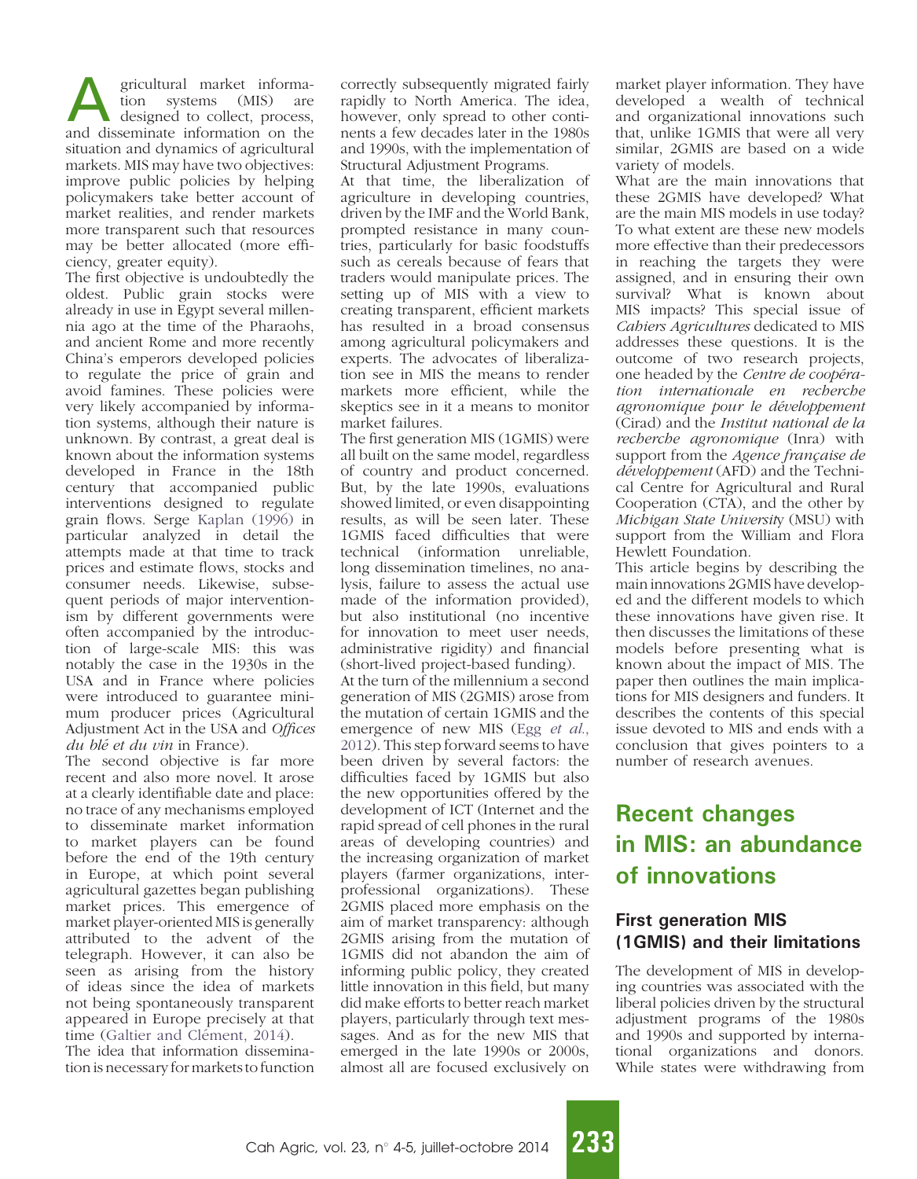Agricultural market information systems (MIS) are designed to collect, process, and disseminate information on the situation and dynamics of agricultural markets. MIS may have two objectives: improve public policies by helping policymakers take better account of market realities, and render markets more transparent such that resources may be better allocated (more efficiency, greater equity).

The first objective is undoubtedly the oldest. Public grain stocks were already in use in Egypt several millennia ago at the time of the Pharaohs, and ancient Rome and more recently China's emperors developed policies to regulate the price of grain and avoid famines. These policies were very likely accompanied by information systems, although their nature is unknown. By contrast, a great deal is known about the information systems developed in France in the 18th century that accompanied public interventions designed to regulate grain flows. Serge Kaplan (1996) in particular analyzed in detail the attempts made at that time to track prices and estimate flows, stocks and consumer needs. Likewise, subsequent periods of major interventionism by different governments were often accompanied by the introduction of large-scale MIS: this was notably the case in the 1930s in the USA and in France where policies were introduced to guarantee minimum producer prices (Agricultural Adjustment Act in the USA and *Offices du blé et du vin* in France).

The second objective is far more recent and also more novel. It arose at a clearly identifiable date and place: no trace of any mechanisms employed to disseminate market information to market players can be found before the end of the 19th century in Europe, at which point several agricultural gazettes began publishing market prices. This emergence of market player-oriented MIS is generally attributed to the advent of the telegraph. However, it can also be seen as arising from the history of ideas since the idea of markets not being spontaneously transparent appeared in Europe precisely at that time (Galtier and Clément, 2014).

The idea that information dissemination is necessary for markets to function correctly subsequently migrated fairly rapidly to North America. The idea, however, only spread to other continents a few decades later in the 1980s and 1990s, with the implementation of Structural Adjustment Programs.

At that time, the liberalization of agriculture in developing countries, driven by the IMF and the World Bank, prompted resistance in many countries, particularly for basic foodstuffs such as cereals because of fears that traders would manipulate prices. The setting up of MIS with a view to creating transparent, efficient markets has resulted in a broad consensus among agricultural policymakers and experts. The advocates of liberalization see in MIS the means to render markets more efficient, while the skeptics see in it a means to monitor market failures.

The first generation MIS (1GMIS) were all built on the same model, regardless of country and product concerned. But, by the late 1990s, evaluations showed limited, or even disappointing results, as will be seen later. These 1GMIS faced difficulties that were technical (information unreliable, long dissemination timelines, no analysis, failure to assess the actual use made of the information provided), but also institutional (no incentive for innovation to meet user needs, administrative rigidity) and financial (short-lived project-based funding).

At the turn of the millennium a second generation of MIS (2GMIS) arose from the mutation of certain 1GMIS and the emergence of new MIS (Egg *et al.*, 2012). This step forward seems to have been driven by several factors: the difficulties faced by 1GMIS but also the new opportunities offered by the development of ICT (Internet and the rapid spread of cell phones in the rural areas of developing countries) and the increasing organization of market players (farmer organizations, interprofessional organizations). These 2GMIS placed more emphasis on the aim of market transparency: although 2GMIS arising from the mutation of 1GMIS did not abandon the aim of informing public policy, they created little innovation in this field, but many did make efforts to better reach market players, particularly through text messages. And as for the new MIS that emerged in the late 1990s or 2000s, almost all are focused exclusively on market player information. They have developed a wealth of technical and organizational innovations such that, unlike 1GMIS that were all very similar, 2GMIS are based on a wide variety of models.

What are the main innovations that these 2GMIS have developed? What are the main MIS models in use today? To what extent are these new models more effective than their predecessors in reaching the targets they were assigned, and in ensuring their own survival? What is known about MIS impacts? This special issue of *Cahiers Agricultures* dedicated to MIS addresses these questions. It is the outcome of two research projects, one headed by the *Centre de coopération internationale en recherche agronomique pour le développement* (Cirad) and the *Institut national de la recherche agronomique* (Inra) with support from the *Agence française de développement* (AFD) and the Technical Centre for Agricultural and Rural Cooperation (CTA), and the other by *Michigan State University* (MSU) with support from the William and Flora Hewlett Foundation.

This article begins by describing the main innovations 2GMIS have developed and the different models to which these innovations have given rise. It then discusses the limitations of these models before presenting what is known about the impact of MIS. The paper then outlines the main implications for MIS designers and funders. It describes the contents of this special issue devoted to MIS and ends with a conclusion that gives pointers to a number of research avenues.

## Recent changes in MIS: an abundance of innovations

### First generation MIS (1GMIS) and their limitations

The development of MIS in developing countries was associated with the liberal policies driven by the structural adjustment programs of the 1980s and 1990s and supported by international organizations and donors. While states were withdrawing from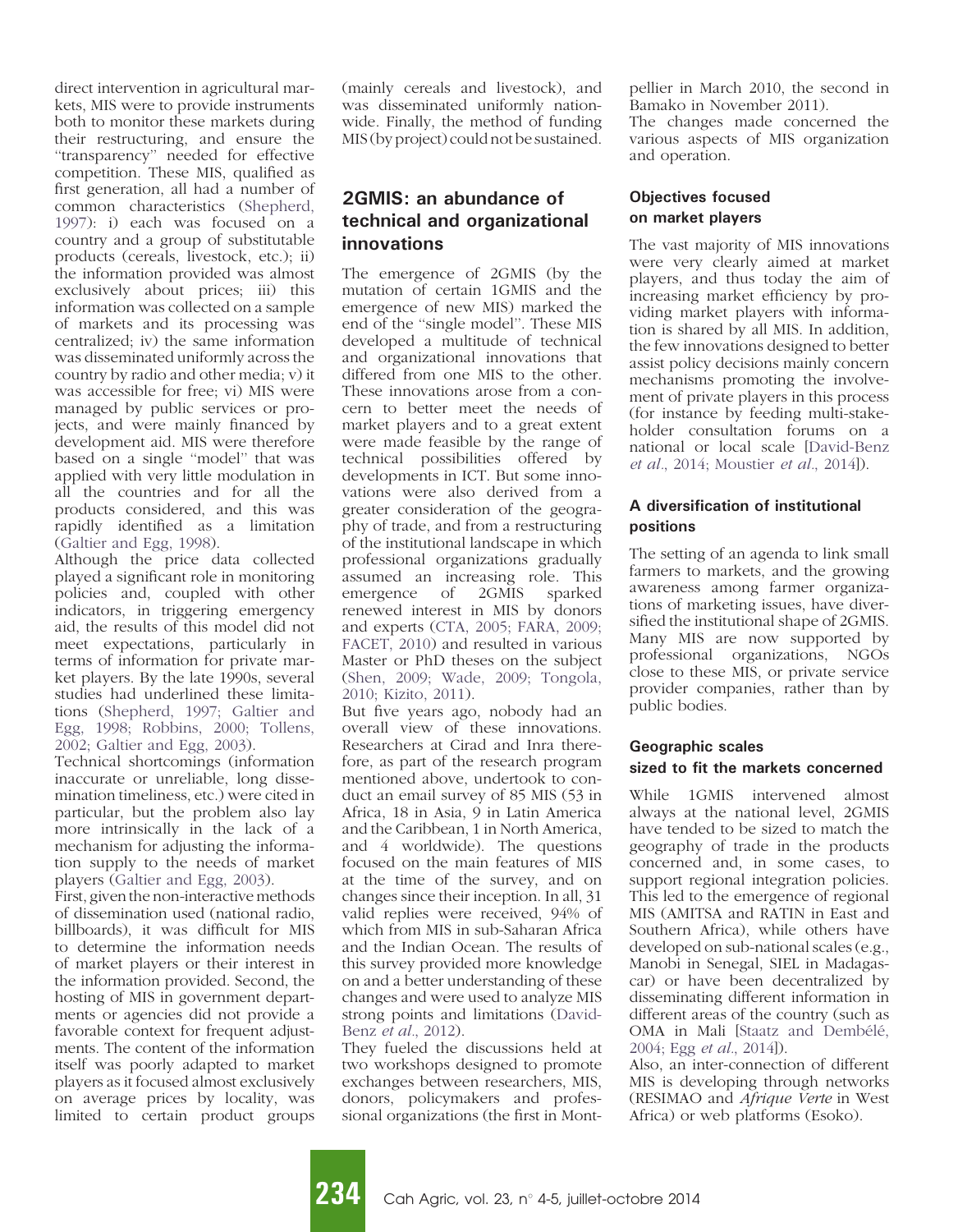direct intervention in agricultural markets, MIS were to provide instruments both to monitor these markets during their restructuring, and ensure the "transparency" needed for effective competition. These MIS, qualified as first generation, all had a number of common characteristics (Shepherd, 1997): i) each was focused on a country and a group of substitutable products (cereals, livestock, etc.); ii) the information provided was almost exclusively about prices; iii) this information was collected on a sample of markets and its processing was centralized; iv) the same information was disseminated uniformly across the country by radio and other media; v) it was accessible for free; vi) MIS were managed by public services or projects, and were mainly financed by development aid. MIS were therefore based on a single "model" that was applied with very little modulation in all the countries and for all the products considered, and this was rapidly identified as a limitation (Galtier and Egg, 1998).

Although the price data collected played a significant role in monitoring policies and, coupled with other indicators, in triggering emergency aid, the results of this model did not meet expectations, particularly in terms of information for private market players. By the late 1990s, several studies had underlined these limitations (Shepherd, 1997; Galtier and Egg, 1998; Robbins, 2000; Tollens, 2002; Galtier and Egg, 2003).

Technical shortcomings (information inaccurate or unreliable, long dissemination timeliness, etc.) were cited in particular, but the problem also lay more intrinsically in the lack of a mechanism for adjusting the information supply to the needs of market players (Galtier and Egg, 2003).

First, given the non-interactive methods of dissemination used (national radio, billboards), it was difficult for MIS to determine the information needs of market players or their interest in the information provided. Second, the hosting of MIS in government departments or agencies did not provide a favorable context for frequent adjustments. The content of the information itself was poorly adapted to market players as it focused almost exclusively on average prices by locality, was limited to certain product groups (mainly cereals and livestock), and was disseminated uniformly nationwide. Finally, the method of funding MIS (by project) could not be sustained.

## 2GMIS: an abundance of technical and organizational innovations

The emergence of 2GMIS (by the mutation of certain 1GMIS and the emergence of new MIS) marked the end of the "single model". These MIS developed a multitude of technical and organizational innovations that differed from one MIS to the other. These innovations arose from a concern to better meet the needs of market players and to a great extent were made feasible by the range of technical possibilities offered by developments in ICT. But some innovations were also derived from a greater consideration of the geography of trade, and from a restructuring of the institutional landscape in which professional organizations gradually assumed an increasing role. This emergence of 2GMIS sparked renewed interest in MIS by donors and experts (CTA, 2005; FARA, 2009; FACET, 2010) and resulted in various Master or PhD theses on the subject (Shen, 2009; Wade, 2009; Tongola, 2010; Kizito, 2011).

But five years ago, nobody had an overall view of these innovations. Researchers at Cirad and Inra therefore, as part of the research program mentioned above, undertook to conduct an email survey of 85 MIS (53 in Africa, 18 in Asia, 9 in Latin America and the Caribbean, 1 in North America, and 4 worldwide). The questions focused on the main features of MIS at the time of the survey, and on changes since their inception. In all, 31 valid replies were received, 94% of which from MIS in sub-Saharan Africa and the Indian Ocean. The results of this survey provided more knowledge on and a better understanding of these changes and were used to analyze MIS strong points and limitations (David-Benz *et al*., 2012).

They fueled the discussions held at two workshops designed to promote exchanges between researchers, MIS, donors, policymakers and professional organizations (the first in Montpellier in March 2010, the second in Bamako in November 2011).

The changes made concerned the various aspects of MIS organization and operation.

### Objectives focused on market players

The vast majority of MIS innovations were very clearly aimed at market players, and thus today the aim of increasing market efficiency by providing market players with information is shared by all MIS. In addition, the few innovations designed to better assist policy decisions mainly concern mechanisms promoting the involvement of private players in this process (for instance by feeding multi-stakeholder consultation forums on a national or local scale [David-Benz *et al*., 2014; Moustier *et al*., 2014]).

### A diversification of institutional positions

The setting of an agenda to link small farmers to markets, and the growing awareness among farmer organizations of marketing issues, have diversified the institutional shape of 2GMIS. Many MIS are now supported by professional organizations, NGOs close to these MIS, or private service provider companies, rather than by public bodies.

### Geographic scales sized to fit the markets concerned

While 1GMIS intervened almost always at the national level, 2GMIS have tended to be sized to match the geography of trade in the products concerned and, in some cases, to support regional integration policies. This led to the emergence of regional MIS (AMITSA and RATIN in East and Southern Africa), while others have developed on sub-national scales (e.g., Manobi in Senegal, SIEL in Madagascar) or have been decentralized by disseminating different information in different areas of the country (such as OMA in Mali [Staatz and Dembélé, 2004; Egg *et al*., 2014]).

Also, an inter-connection of different MIS is developing through networks (RESIMAO and *Afrique Verte* in West Africa) or web platforms (Esoko).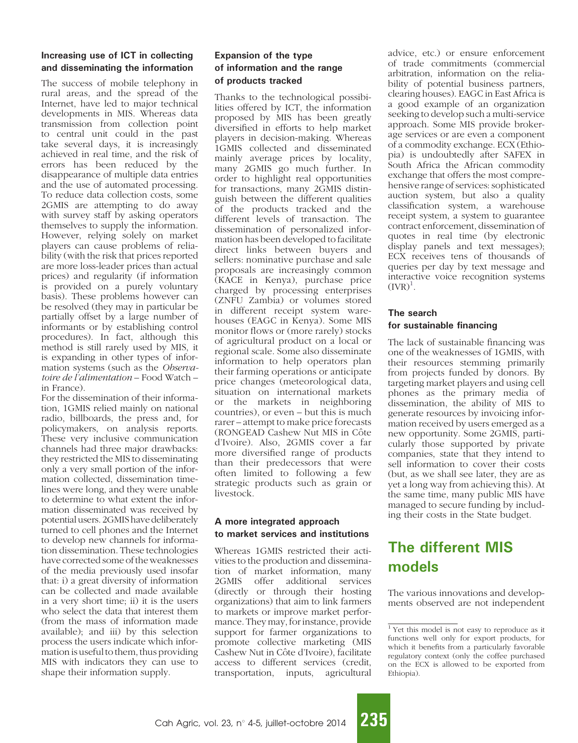### Increasing use of ICT in collecting and disseminating the information

The success of mobile telephony in rural areas, and the spread of the Internet, have led to major technical developments in MIS. Whereas data transmission from collection point to central unit could in the past take several days, it is increasingly achieved in real time, and the risk of errors has been reduced by the disappearance of multiple data entries and the use of automated processing. To reduce data collection costs, some 2GMIS are attempting to do away with survey staff by asking operators themselves to supply the information. However, relying solely on market players can cause problems of reliability (with the risk that prices reported are more loss-leader prices than actual prices) and regularity (if information is provided on a purely voluntary basis). These problems however can be resolved (they may in particular be partially offset by a large number of informants or by establishing control procedures). In fact, although this method is still rarely used by MIS, it is expanding in other types of information systems (such as the *Observatoire de l'alimentation* – Food Watch – in France).

For the dissemination of their information, 1GMIS relied mainly on national radio, billboards, the press and, for policymakers, on analysis reports. These very inclusive communication channels had three major drawbacks: they restricted the MIS to disseminating only a very small portion of the information collected, dissemination timelines were long, and they were unable to determine to what extent the information disseminated was received by potential users. 2GMIS have deliberately turned to cell phones and the Internet to develop new channels for information dissemination. These technologies have corrected some of the weaknesses of the media previously used insofar that: i) a great diversity of information can be collected and made available in a very short time; ii) it is the users who select the data that interest them (from the mass of information made available); and iii) by this selection process the users indicate which information is useful to them, thus providing MIS with indicators they can use to shape their information supply.

### Expansion of the type of information and the range of products tracked

Thanks to the technological possibilities offered by ICT, the information proposed by MIS has been greatly diversified in efforts to help market players in decision-making. Whereas 1GMIS collected and disseminated mainly average prices by locality, many 2GMIS go much further. In order to highlight real opportunities for transactions, many 2GMIS distinguish between the different qualities of the products tracked and the different levels of transaction. The dissemination of personalized information has been developed to facilitate direct links between buyers and sellers: nominative purchase and sale proposals are increasingly common (KACE in Kenya), purchase price charged by processing enterprises (ZNFU Zambia) or volumes stored in different receipt system warehouses (EAGC in Kenya). Some MIS monitor flows or (more rarely) stocks of agricultural product on a local or regional scale. Some also disseminate information to help operators plan their farming operations or anticipate price changes (meteorological data, situation on international markets or the markets in neighboring countries), or even – but this is much rarer – attempt to make price forecasts (RONGEAD Cashew Nut MIS in Côte d'Ivoire). Also, 2GMIS cover a far more diversified range of products than their predecessors that were often limited to following a few strategic products such as grain or livestock.

### A more integrated approach to market services and institutions

Whereas 1GMIS restricted their activities to the production and dissemination of market information, many 2GMIS offer additional services (directly or through their hosting organizations) that aim to link farmers to markets or improve market performance. They may, for instance, provide support for farmer organizations to promote collective marketing (MIS Cashew Nut in Côte d'Ivoire), facilitate access to different services (credit, transportation, inputs, agricultural advice, etc.) or ensure enforcement of trade commitments (commercial arbitration, information on the reliability of potential business partners, clearing houses). EAGC in East Africa is a good example of an organization seeking to develop such a multi-service approach. Some MIS provide brokerage services or are even a component of a commodity exchange. ECX (Ethiopia) is undoubtedly after SAFEX in South Africa the African commodity exchange that offers the most comprehensive range of services: sophisticated auction system, but also a quality classification system, a warehouse receipt system, a system to guarantee contract enforcement, dissemination of quotes in real time (by electronic display panels and text messages); ECX receives tens of thousands of queries per day by text message and interactive voice recognition systems (IVR)[1].

### The search for sustainable financing

The lack of sustainable financing was one of the weaknesses of 1GMIS, with their resources stemming primarily from projects funded by donors. By targeting market players and using cell phones as the primary media of dissemination, the ability of MIS to generate resources by invoicing information received by users emerged as a new opportunity. Some 2GMIS, particularly those supported by private companies, state that they intend to sell information to cover their costs (but, as we shall see later, they are as yet a long way from achieving this). At the same time, many public MIS have managed to secure funding by including their costs in the State budget.

## The different MIS models

The various innovations and developments observed are not independent

[1] Yet this model is not easy to reproduce as it functions well only for export products, for which it benefits from a particularly favorable regulatory context (only the coffee purchased on the ECX is allowed to be exported from Ethiopia).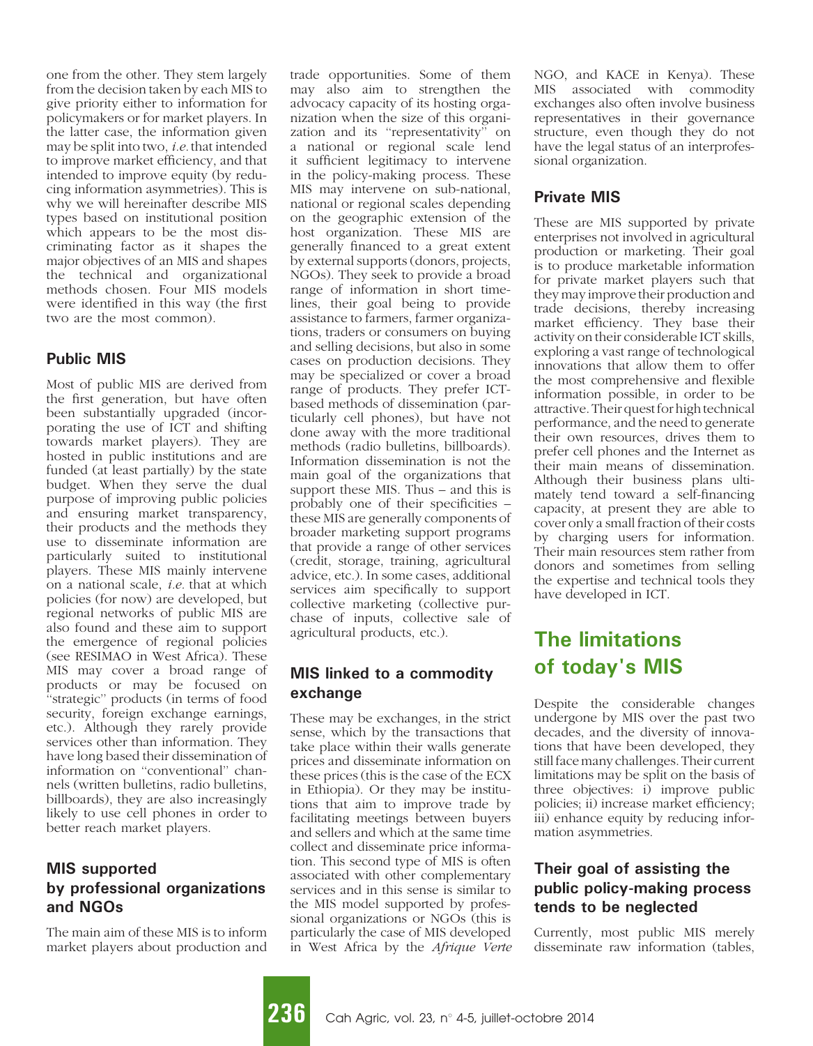one from the other. They stem largely from the decision taken by each MIS to give priority either to information for policymakers or for market players. In the latter case, the information given may be split into two, *i.e.* that intended to improve market efficiency, and that intended to improve equity (by reducing information asymmetries). This is why we will hereinafter describe MIS types based on institutional position which appears to be the most discriminating factor as it shapes the major objectives of an MIS and shapes the technical and organizational methods chosen. Four MIS models were identified in this way (the first two are the most common).

### Public MIS

Most of public MIS are derived from the first generation, but have often been substantially upgraded (incorporating the use of ICT and shifting towards market players). They are hosted in public institutions and are funded (at least partially) by the state budget. When they serve the dual purpose of improving public policies and ensuring market transparency, their products and the methods they use to disseminate information are particularly suited to institutional players. These MIS mainly intervene on a national scale, *i.e.* that at which policies (for now) are developed, but regional networks of public MIS are also found and these aim to support the emergence of regional policies (see RESIMAO in West Africa). These MIS may cover a broad range of products or may be focused on "strategic" products (in terms of food security, foreign exchange earnings, etc.). Although they rarely provide services other than information. They have long based their dissemination of information on "conventional" channels (written bulletins, radio bulletins, billboards), they are also increasingly likely to use cell phones in order to better reach market players.

### MIS supported by professional organizations and NGOs

The main aim of these MIS is to inform market players about production and trade opportunities. Some of them may also aim to strengthen the advocacy capacity of its hosting organization when the size of this organization and its "representativity" on a national or regional scale lend it sufficient legitimacy to intervene in the policy-making process. These MIS may intervene on sub-national, national or regional scales depending on the geographic extension of the host organization. These MIS are generally financed to a great extent by external supports (donors, projects, NGOs). They seek to provide a broad range of information in short timelines, their goal being to provide assistance to farmers, farmer organizations, traders or consumers on buying and selling decisions, but also in some cases on production decisions. They may be specialized or cover a broad range of products. They prefer ICT-based methods of dissemination (particularly cell phones), but have not done away with the more traditional methods (radio bulletins, billboards). Information dissemination is not the main goal of the organizations that support these MIS. Thus – and this is probably one of their specificities – these MIS are generally components of broader marketing support programs that provide a range of other services (credit, storage, training, agricultural advice, etc.). In some cases, additional services aim specifically to support collective marketing (collective purchase of inputs, collective sale of agricultural products, etc.).

### MIS linked to a commodity exchange

These may be exchanges, in the strict sense, which by the transactions that take place within their walls generate prices and disseminate information on these prices (this is the case of the ECX in Ethiopia). Or they may be institutions that aim to improve trade by facilitating meetings between buyers and sellers and which at the same time collect and disseminate price information. This second type of MIS is often associated with other complementary services and in this sense is similar to the MIS model supported by professional organizations or NGOs (this is particularly the case of MIS developed in West Africa by the *Afrique Verte* NGO, and KACE in Kenya). These MIS associated with commodity exchanges also often involve business representatives in their governance structure, even though they do not have the legal status of an interprofessional organization.

### Private MIS

These are MIS supported by private enterprises not involved in agricultural production or marketing. Their goal is to produce marketable information for private market players such that they may improve their production and trade decisions, thereby increasing market efficiency. They base their activity on their considerable ICT skills, exploring a vast range of technological innovations that allow them to offer the most comprehensive and flexible information possible, in order to be attractive. Their quest for high technical performance, and the need to generate their own resources, drives them to prefer cell phones and the Internet as their main means of dissemination. Although their business plans ultimately tend toward a self-financing capacity, at present they are able to cover only a small fraction of their costs by charging users for information. Their main resources stem rather from donors and sometimes from selling the expertise and technical tools they have developed in ICT.

## The limitations of today's MIS

Despite the considerable changes undergone by MIS over the past two decades, and the diversity of innovations that have been developed, they still face many challenges. Their current limitations may be split on the basis of three objectives: i) improve public policies; ii) increase market efficiency; iii) enhance equity by reducing information asymmetries.

### Their goal of assisting the public policy-making process tends to be neglected

Currently, most public MIS merely disseminate raw information (tables,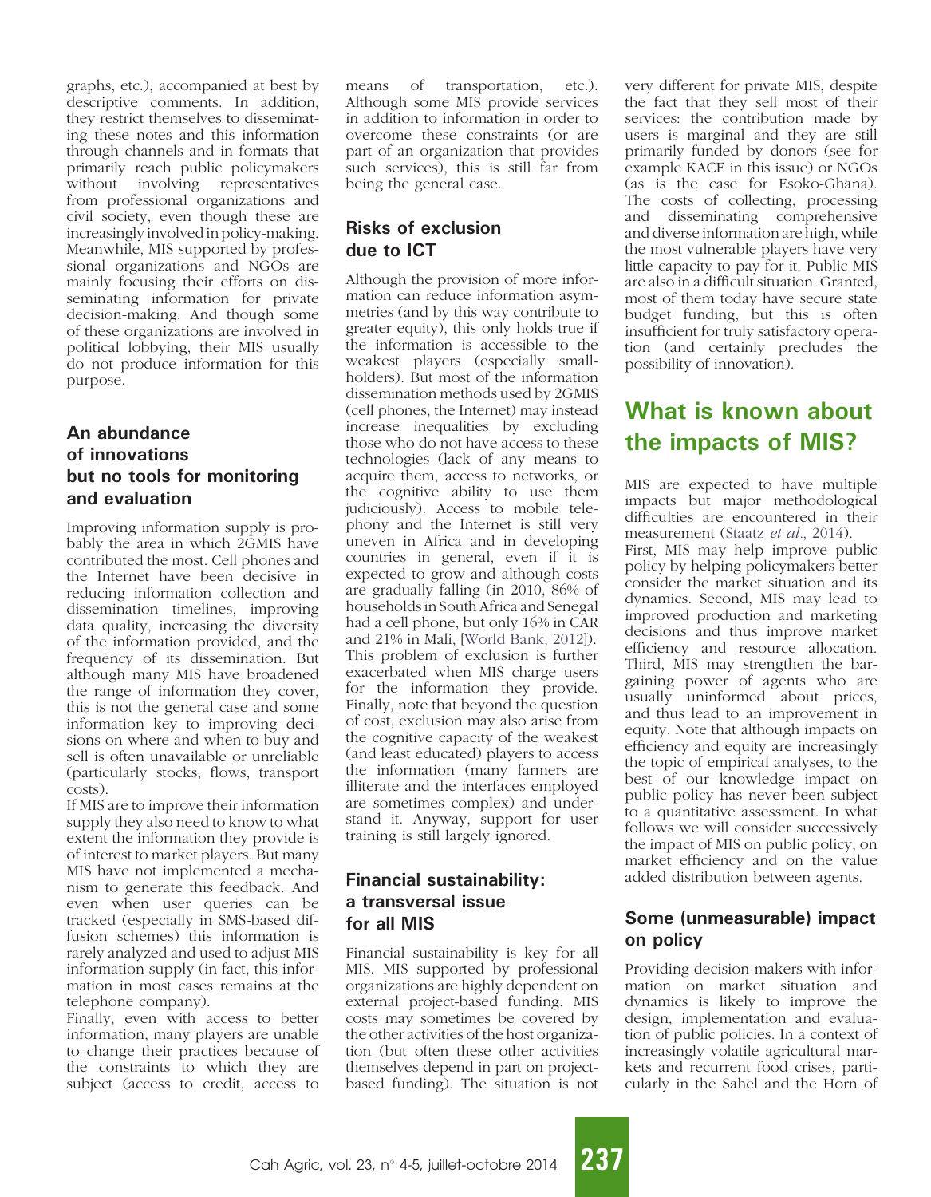graphs, etc.), accompanied at best by descriptive comments. In addition, they restrict themselves to disseminating these notes and this information through channels and in formats that primarily reach public policymakers without involving representatives from professional organizations and civil society, even though these are increasingly involved in policy-making. Meanwhile, MIS supported by professional organizations and NGOs are mainly focusing their efforts on disseminating information for private decision-making. And though some of these organizations are involved in political lobbying, their MIS usually do not produce information for this purpose.

### An abundance of innovations but no tools for monitoring and evaluation

Improving information supply is probably the area in which 2GMIS have contributed the most. Cell phones and the Internet have been decisive in reducing information collection and dissemination timelines, improving data quality, increasing the diversity of the information provided, and the frequency of its dissemination. But although many MIS have broadened the range of information they cover, this is not the general case and some information key to improving decisions on where and when to buy and sell is often unavailable or unreliable (particularly stocks, flows, transport costs).

If MIS are to improve their information supply they also need to know to what extent the information they provide is of interest to market players. But many MIS have not implemented a mechanism to generate this feedback. And even when user queries can be tracked (especially in SMS-based diffusion schemes) this information is rarely analyzed and used to adjust MIS information supply (in fact, this information in most cases remains at the telephone company).

Finally, even with access to better information, many players are unable to change their practices because of the constraints to which they are subject (access to credit, access to means of transportation, etc.). Although some MIS provide services in addition to information in order to overcome these constraints (or are part of an organization that provides such services), this is still far from being the general case.

### Risks of exclusion due to ICT

Although the provision of more information can reduce information asymmetries (and by this way contribute to greater equity), this only holds true if the information is accessible to the weakest players (especially smallholders). But most of the information dissemination methods used by 2GMIS (cell phones, the Internet) may instead increase inequalities by excluding those who do not have access to these technologies (lack of any means to acquire them, access to networks, or the cognitive ability to use them judiciously). Access to mobile telephony and the Internet is still very uneven in Africa and in developing countries in general, even if it is expected to grow and although costs are gradually falling (in 2010, 86% of households in South Africa and Senegal had a cell phone, but only 16% in CAR and 21% in Mali, [World Bank, 2012]). This problem of exclusion is further exacerbated when MIS charge users for the information they provide. Finally, note that beyond the question of cost, exclusion may also arise from the cognitive capacity of the weakest (and least educated) players to access the information (many farmers are illiterate and the interfaces employed are sometimes complex) and understand it. Anyway, support for user training is still largely ignored.

### Financial sustainability: a transversal issue for all MIS

Financial sustainability is key for all MIS. MIS supported by professional organizations are highly dependent on external project-based funding. MIS costs may sometimes be covered by the other activities of the host organization (but often these other activities themselves depend in part on project-based funding). The situation is not very different for private MIS, despite the fact that they sell most of their services: the contribution made by users is marginal and they are still primarily funded by donors (see for example KACE in this issue) or NGOs (as is the case for Esoko-Ghana). The costs of collecting, processing and disseminating comprehensive and diverse information are high, while the most vulnerable players have very little capacity to pay for it. Public MIS are also in a difficult situation. Granted, most of them today have secure state budget funding, but this is often insufficient for truly satisfactory operation (and certainly precludes the possibility of innovation).

## What is known about the impacts of MIS?

MIS are expected to have multiple impacts but major methodological difficulties are encountered in their measurement (Staatz *et al.*, 2014).

First, MIS may help improve public policy by helping policymakers better consider the market situation and its dynamics. Second, MIS may lead to improved production and marketing decisions and thus improve market efficiency and resource allocation. Third, MIS may strengthen the bargaining power of agents who are usually uninformed about prices, and thus lead to an improvement in equity. Note that although impacts on efficiency and equity are increasingly the topic of empirical analyses, to the best of our knowledge impact on public policy has never been subject to a quantitative assessment. In what follows we will consider successively the impact of MIS on public policy, on market efficiency and on the value added distribution between agents.

### Some (unmeasurable) impact on policy

Providing decision-makers with information on market situation and dynamics is likely to improve the design, implementation and evaluation of public policies. In a context of increasingly volatile agricultural markets and recurrent food crises, particularly in the Sahel and the Horn of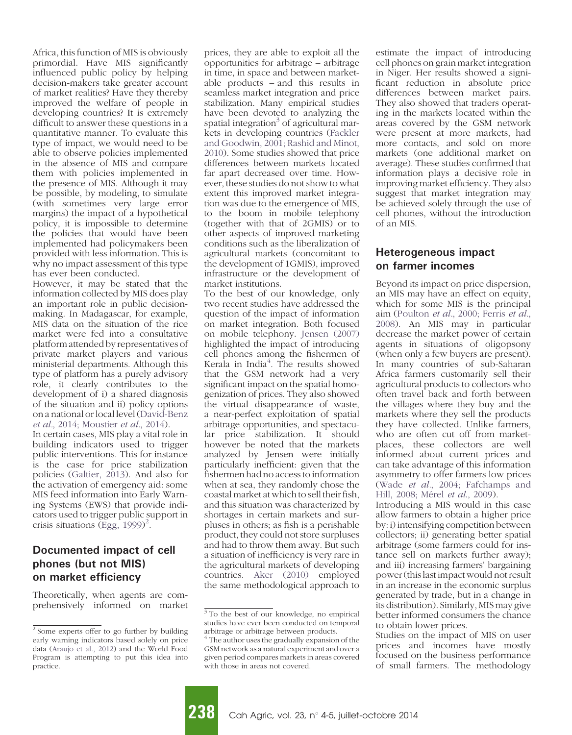Africa, this function of MIS is obviously primordial. Have MIS significantly influenced public policy by helping decision-makers take greater account of market realities? Have they thereby improved the welfare of people in developing countries? It is extremely difficult to answer these questions in a quantitative manner. To evaluate this type of impact, we would need to be able to observe policies implemented in the absence of MIS and compare them with policies implemented in the presence of MIS. Although it may be possible, by modeling, to simulate (with sometimes very large error margins) the impact of a hypothetical policy, it is impossible to determine the policies that would have been implemented had policymakers been provided with less information. This is why no impact assessment of this type has ever been conducted.

However, it may be stated that the information collected by MIS does play an important role in public decision-making. In Madagascar, for example, MIS data on the situation of the rice market were fed into a consultative platform attended by representatives of private market players and various ministerial departments. Although this type of platform has a purely advisory role, it clearly contributes to the development of i) a shared diagnosis of the situation and ii) policy options on a national or local level (David-Benz *et al.*, 2014; Moustier *et al.*, 2014).

In certain cases, MIS play a vital role in building indicators used to trigger public interventions. This for instance is the case for price stabilization policies (Galtier, 2013). And also for the activation of emergency aid: some MIS feed information into Early Warning Systems (EWS) that provide indicators used to trigger public support in crisis situations (Egg, 1999)[2].

## Documented impact of cell phones (but not MIS) on market efficiency

Theoretically, when agents are comprehensively informed on market prices, they are able to exploit all the opportunities for arbitrage – arbitrage in time, in space and between marketable products – and this results in seamless market integration and price stabilization. Many empirical studies have been devoted to analyzing the spatial integration[3] of agricultural markets in developing countries (Fackler and Goodwin, 2001; Rashid and Minot, 2010). Some studies showed that price differences between markets located far apart decreased over time. However, these studies do not show to what extent this improved market integration was due to the emergence of MIS, to the boom in mobile telephony (together with that of 2GMIS) or to other aspects of improved marketing conditions such as the liberalization of agricultural markets (concomitant to the development of 1GMIS), improved infrastructure or the development of market institutions.

To the best of our knowledge, only two recent studies have addressed the question of the impact of information on market integration. Both focused on mobile telephony. Jensen (2007) highlighted the impact of introducing cell phones among the fishermen of Kerala in India[4]. The results showed that the GSM network had a very significant impact on the spatial homogenization of prices. They also showed the virtual disappearance of waste, a near-perfect exploitation of spatial arbitrage opportunities, and spectacular price stabilization. It should however be noted that the markets analyzed by Jensen were initially particularly inefficient: given that the fishermen had no access to information when at sea, they randomly chose the coastal market at which to sell their fish, and this situation was characterized by shortages in certain markets and surpluses in others; as fish is a perishable product, they could not store surpluses and had to throw them away. But such a situation of inefficiency is very rare in the agricultural markets of developing countries. Aker (2010) employed the same methodological approach to estimate the impact of introducing cell phones on grain market integration in Niger. Her results showed a significant reduction in absolute price differences between market pairs. They also showed that traders operating in the markets located within the areas covered by the GSM network were present at more markets, had more contacts, and sold on more markets (one additional market on average). These studies confirmed that information plays a decisive role in improving market efficiency. They also suggest that market integration may be achieved solely through the use of cell phones, without the introduction of an MIS.

## Heterogeneous impact on farmer incomes

Beyond its impact on price dispersion, an MIS may have an effect on equity, which for some MIS is the principal aim (Poulton *et al.*, 2000; Ferris *et al.*, 2008). An MIS may in particular decrease the market power of certain agents in situations of oligopsony (when only a few buyers are present). In many countries of sub-Saharan Africa farmers customarily sell their agricultural products to collectors who often travel back and forth between the villages where they buy and the markets where they sell the products they have collected. Unlike farmers, who are often cut off from marketplaces, these collectors are well informed about current prices and can take advantage of this information asymmetry to offer farmers low prices (Wade *et al.*, 2004; Fafchamps and Hill, 2008; Mérel *et al.*, 2009).

Introducing a MIS would in this case allow farmers to obtain a higher price by: i) intensifying competition between collectors; ii) generating better spatial arbitrage (some farmers could for instance sell on markets further away); and iii) increasing farmers' bargaining power (this last impact would not result in an increase in the economic surplus generated by trade, but in a change in its distribution). Similarly, MIS may give better informed consumers the chance to obtain lower prices.

Studies on the impact of MIS on user prices and incomes have mostly focused on the business performance of small farmers. The methodology

---

[2] Some experts offer to go further by building early warning indicators based solely on price data (Araujo et al., 2012) and the World Food Program is attempting to put this idea into practice.

[3] To the best of our knowledge, no empirical studies have ever been conducted on temporal arbitrage or arbitrage between products.

[4] The author uses the gradually expansion of the GSM network as a natural experiment and over a given period compares markets in areas covered with those in areas not covered.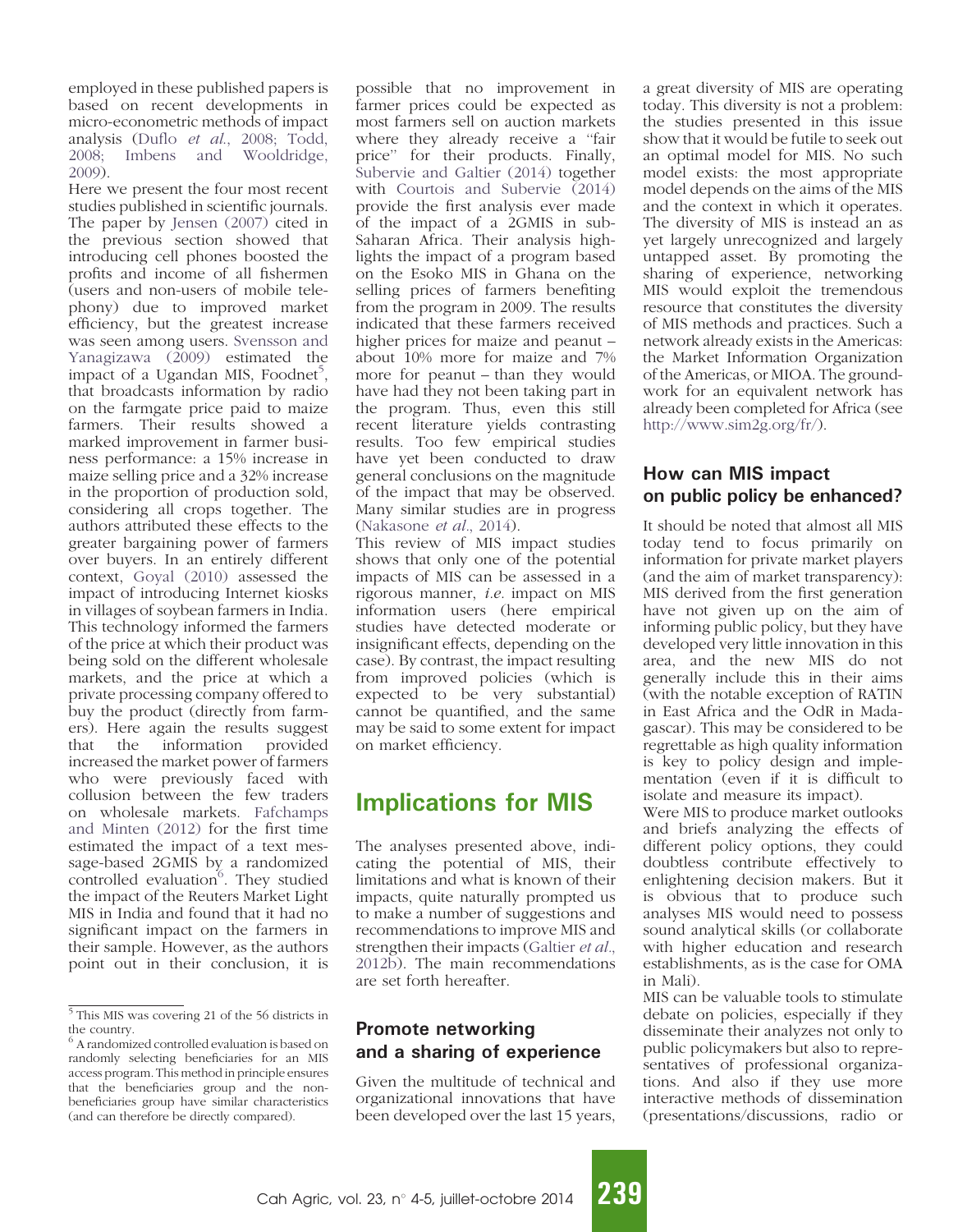employed in these published papers is based on recent developments in micro-econometric methods of impact analysis (Duflo *et al*., 2008; Todd, 2008; Imbens and Wooldridge, 2009).

Here we present the four most recent studies published in scientific journals. The paper by Jensen (2007) cited in the previous section showed that introducing cell phones boosted the profits and income of all fishermen (users and non-users of mobile telephony) due to improved market efficiency, but the greatest increase was seen among users. Svensson and Yanagizawa (2009) estimated the impact of a Ugandan MIS, Foodnet[5], that broadcasts information by radio on the farmgate price paid to maize farmers. Their results showed a marked improvement in farmer business performance: a 15% increase in maize selling price and a 32% increase in the proportion of production sold, considering all crops together. The authors attributed these effects to the greater bargaining power of farmers over buyers. In an entirely different context, Goyal (2010) assessed the impact of introducing Internet kiosks in villages of soybean farmers in India. This technology informed the farmers of the price at which their product was being sold on the different wholesale markets, and the price at which a private processing company offered to buy the product (directly from farmers). Here again the results suggest that the information provided increased the market power of farmers who were previously faced with collusion between the few traders on wholesale markets. Fafchamps and Minten (2012) for the first time estimated the impact of a text message-based 2GMIS by a randomized controlled evaluation[6]. They studied the impact of the Reuters Market Light MIS in India and found that it had no significant impact on the farmers in their sample. However, as the authors point out in their conclusion, it is possible that no improvement in farmer prices could be expected as most farmers sell on auction markets where they already receive a "fair price" for their products. Finally, Subervie and Galtier (2014) together with Courtois and Subervie (2014) provide the first analysis ever made of the impact of a 2GMIS in sub-Saharan Africa. Their analysis highlights the impact of a program based on the Esoko MIS in Ghana on the selling prices of farmers benefiting from the program in 2009. The results indicated that these farmers received higher prices for maize and peanut – about 10% more for maize and 7% more for peanut – than they would have had they not been taking part in the program. Thus, even this still recent literature yields contrasting results. Too few empirical studies have yet been conducted to draw general conclusions on the magnitude of the impact that may be observed. Many similar studies are in progress (Nakasone *et al*., 2014).

This review of MIS impact studies shows that only one of the potential impacts of MIS can be assessed in a rigorous manner, *i.e.* impact on MIS information users (here empirical studies have detected moderate or insignificant effects, depending on the case). By contrast, the impact resulting from improved policies (which is expected to be very substantial) cannot be quantified, and the same may be said to some extent for impact on market efficiency.

[5] This MIS was covering 21 of the 56 districts in the country.

[6] A randomized controlled evaluation is based on randomly selecting beneficiaries for an MIS access program. This method in principle ensures that the beneficiaries group and the non-beneficiaries group have similar characteristics (and can therefore be directly compared).

# Implications for MIS

The analyses presented above, indicating the potential of MIS, their limitations and what is known of their impacts, quite naturally prompted us to make a number of suggestions and recommendations to improve MIS and strengthen their impacts (Galtier *et al*., 2012b). The main recommendations are set forth hereafter.

## Promote networking and a sharing of experience

Given the multitude of technical and organizational innovations that have been developed over the last 15 years, a great diversity of MIS are operating today. This diversity is not a problem: the studies presented in this issue show that it would be futile to seek out an optimal model for MIS. No such model exists: the most appropriate model depends on the aims of the MIS and the context in which it operates. The diversity of MIS is instead an as yet largely unrecognized and largely untapped asset. By promoting the sharing of experience, networking MIS would exploit the tremendous resource that constitutes the diversity of MIS methods and practices. Such a network already exists in the Americas: the Market Information Organization of the Americas, or MIOA. The groundwork for an equivalent network has already been completed for Africa (see http://www.sim2g.org/fr/).

## How can MIS impact on public policy be enhanced?

It should be noted that almost all MIS today tend to focus primarily on information for private market players (and the aim of market transparency): MIS derived from the first generation have not given up on the aim of informing public policy, but they have developed very little innovation in this area, and the new MIS do not generally include this in their aims (with the notable exception of RATIN in East Africa and the OdR in Madagascar). This may be considered to be regrettable as high quality information is key to policy design and implementation (even if it is difficult to isolate and measure its impact).

Were MIS to produce market outlooks and briefs analyzing the effects of different policy options, they could doubtless contribute effectively to enlightening decision makers. But it is obvious that to produce such analyses MIS would need to possess sound analytical skills (or collaborate with higher education and research establishments, as is the case for OMA in Mali).

MIS can be valuable tools to stimulate debate on policies, especially if they disseminate their analyzes not only to public policymakers but also to representatives of professional organizations. And also if they use more interactive methods of dissemination (presentations/discussions, radio or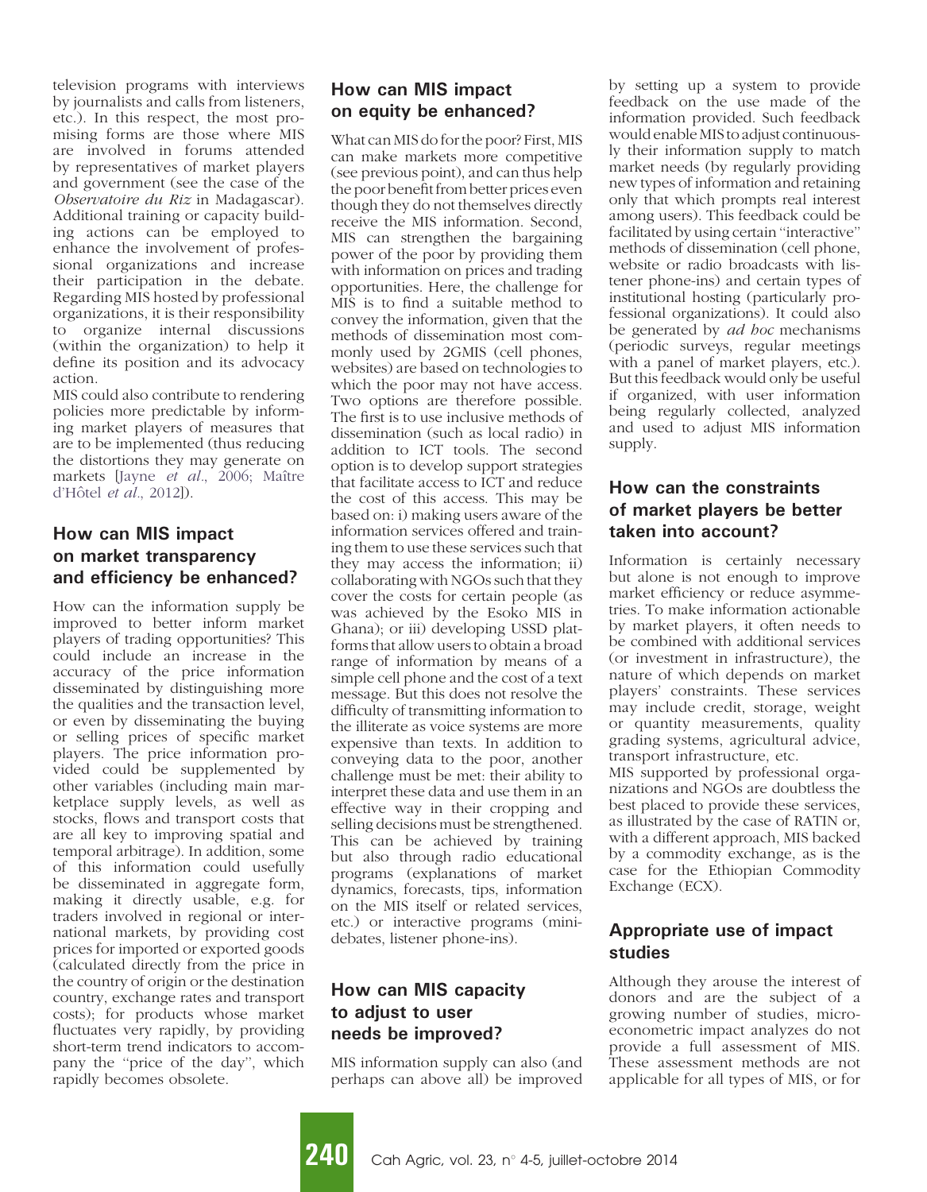television programs with interviews by journalists and calls from listeners, etc.). In this respect, the most promising forms are those where MIS are involved in forums attended by representatives of market players and government (see the case of the *Observatoire du Riz* in Madagascar). Additional training or capacity building actions can be employed to enhance the involvement of professional organizations and increase their participation in the debate. Regarding MIS hosted by professional organizations, it is their responsibility to organize internal discussions (within the organization) to help it define its position and its advocacy action.

MIS could also contribute to rendering policies more predictable by informing market players of measures that are to be implemented (thus reducing the distortions they may generate on markets [Jayne *et al*., 2006; Maître d'Hôtel *et al*., 2012]).

## How can MIS impact on market transparency and efficiency be enhanced?

How can the information supply be improved to better inform market players of trading opportunities? This could include an increase in the accuracy of the price information disseminated by distinguishing more the qualities and the transaction level, or even by disseminating the buying or selling prices of specific market players. The price information provided could be supplemented by other variables (including main marketplace supply levels, as well as stocks, flows and transport costs that are all key to improving spatial and temporal arbitrage). In addition, some of this information could usefully be disseminated in aggregate form, making it directly usable, e.g. for traders involved in regional or international markets, by providing cost prices for imported or exported goods (calculated directly from the price in the country of origin or the destination country, exchange rates and transport costs); for products whose market fluctuates very rapidly, by providing short-term trend indicators to accompany the "price of the day", which rapidly becomes obsolete.

## How can MIS impact on equity be enhanced?

What can MIS do for the poor? First, MIS can make markets more competitive (see previous point), and can thus help the poor benefit from better prices even though they do not themselves directly receive the MIS information. Second, MIS can strengthen the bargaining power of the poor by providing them with information on prices and trading opportunities. Here, the challenge for MIS is to find a suitable method to convey the information, given that the methods of dissemination most commonly used by 2GMIS (cell phones, websites) are based on technologies to which the poor may not have access. Two options are therefore possible. The first is to use inclusive methods of dissemination (such as local radio) in addition to ICT tools. The second option is to develop support strategies that facilitate access to ICT and reduce the cost of this access. This may be based on: i) making users aware of the information services offered and training them to use these services such that they may access the information; ii) collaborating with NGOs such that they cover the costs for certain people (as was achieved by the Esoko MIS in Ghana); or iii) developing USSD platforms that allow users to obtain a broad range of information by means of a simple cell phone and the cost of a text message. But this does not resolve the difficulty of transmitting information to the illiterate as voice systems are more expensive than texts. In addition to conveying data to the poor, another challenge must be met: their ability to interpret these data and use them in an effective way in their cropping and selling decisions must be strengthened. This can be achieved by training but also through radio educational programs (explanations of market dynamics, forecasts, tips, information on the MIS itself or related services, etc.) or interactive programs (mini-debates, listener phone-ins).

## How can MIS capacity to adjust to user needs be improved?

MIS information supply can also (and perhaps can above all) be improved by setting up a system to provide feedback on the use made of the information provided. Such feedback would enable MIS to adjust continuously their information supply to match market needs (by regularly providing new types of information and retaining only that which prompts real interest among users). This feedback could be facilitated by using certain "interactive" methods of dissemination (cell phone, website or radio broadcasts with listener phone-ins) and certain types of institutional hosting (particularly professional organizations). It could also be generated by *ad hoc* mechanisms (periodic surveys, regular meetings with a panel of market players, etc.). But this feedback would only be useful if organized, with user information being regularly collected, analyzed and used to adjust MIS information supply.

## How can the constraints of market players be better taken into account?

Information is certainly necessary but alone is not enough to improve market efficiency or reduce asymmetries. To make information actionable by market players, it often needs to be combined with additional services (or investment in infrastructure), the nature of which depends on market players' constraints. These services may include credit, storage, weight or quantity measurements, quality grading systems, agricultural advice, transport infrastructure, etc.

MIS supported by professional organizations and NGOs are doubtless the best placed to provide these services, as illustrated by the case of RATIN or, with a different approach, MIS backed by a commodity exchange, as is the case for the Ethiopian Commodity Exchange (ECX).

## Appropriate use of impact studies

Although they arouse the interest of donors and are the subject of a growing number of studies, microeconometric impact analyzes do not provide a full assessment of MIS. These assessment methods are not applicable for all types of MIS, or for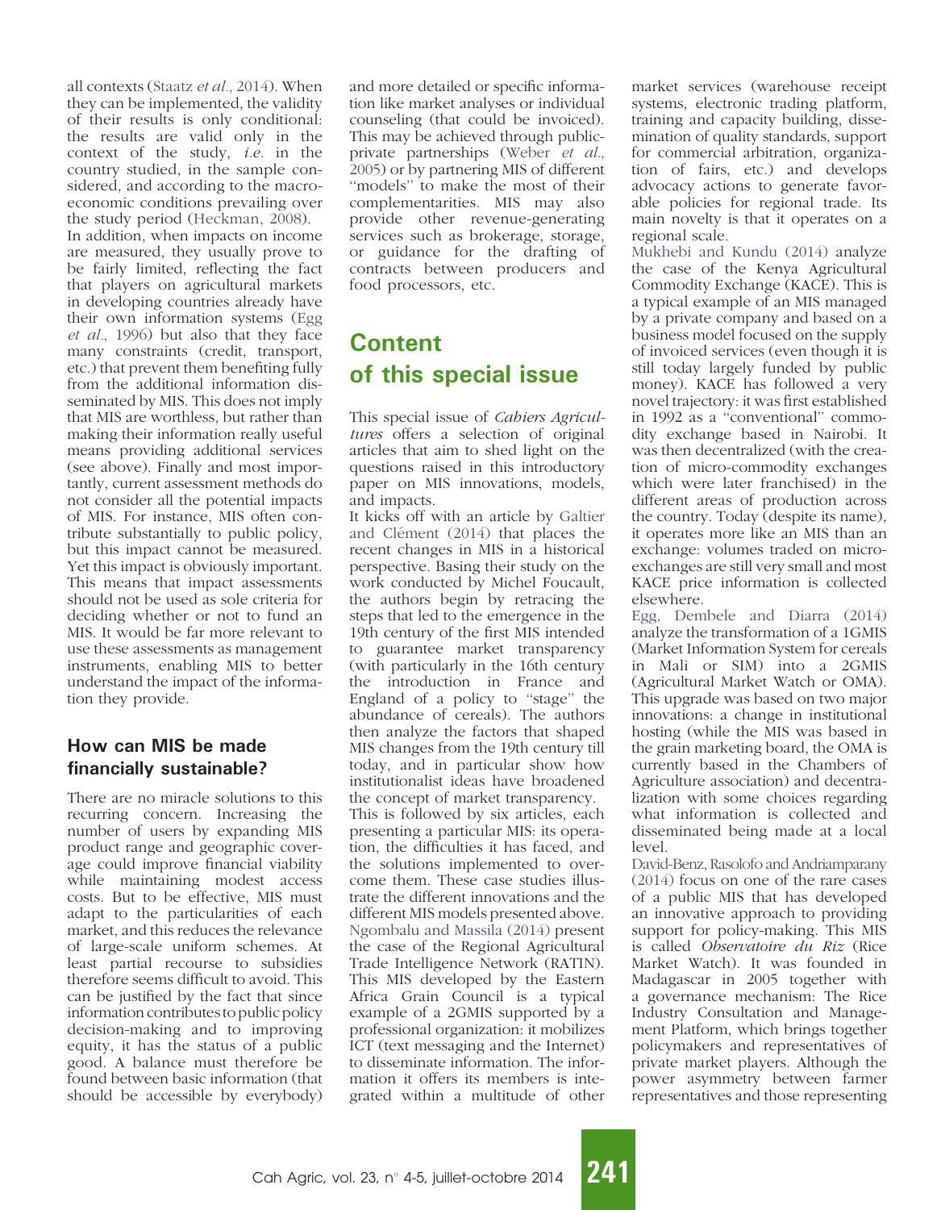all contexts (Staatz *et al.*, 2014). When they can be implemented, the validity of their results is only conditional: the results are valid only in the context of the study, *i.e.* in the country studied, in the sample considered, and according to the macroeconomic conditions prevailing over the study period (Heckman, 2008).

In addition, when impacts on income are measured, they usually prove to be fairly limited, reflecting the fact that players on agricultural markets in developing countries already have their own information systems (Egg *et al.*, 1996) but also that they face many constraints (credit, transport, etc.) that prevent them benefiting fully from the additional information disseminated by MIS. This does not imply that MIS are worthless, but rather than making their information really useful means providing additional services (see above). Finally and most importantly, current assessment methods do not consider all the potential impacts of MIS. For instance, MIS often contribute substantially to public policy, but this impact cannot be measured. Yet this impact is obviously important. This means that impact assessments should not be used as sole criteria for deciding whether or not to fund an MIS. It would be far more relevant to use these assessments as management instruments, enabling MIS to better understand the impact of the information they provide.

### How can MIS be made financially sustainable?

There are no miracle solutions to this recurring concern. Increasing the number of users by expanding MIS product range and geographic coverage could improve financial viability while maintaining modest access costs. But to be effective, MIS must adapt to the particularities of each market, and this reduces the relevance of large-scale uniform schemes. At least partial recourse to subsidies therefore seems difficult to avoid. This can be justified by the fact that since information contributes to public policy decision-making and to improving equity, it has the status of a public good. A balance must therefore be found between basic information (that should be accessible by everybody) and more detailed or specific information like market analyses or individual counseling (that could be invoiced). This may be achieved through public-private partnerships (Weber *et al.*, 2005) or by partnering MIS of different "models" to make the most of their complementarities. MIS may also provide other revenue-generating services such as brokerage, storage, or guidance for the drafting of contracts between producers and food processors, etc.

## Content of this special issue

This special issue of *Cahiers Agricultures* offers a selection of original articles that aim to shed light on the questions raised in this introductory paper on MIS innovations, models, and impacts.

It kicks off with an article by Galtier and Clément (2014) that places the recent changes in MIS in a historical perspective. Basing their study on the work conducted by Michel Foucault, the authors begin by retracing the steps that led to the emergence in the 19th century of the first MIS intended to guarantee market transparency (with particularly in the 16th century the introduction in France and England of a policy to "stage" the abundance of cereals). The authors then analyze the factors that shaped MIS changes from the 19th century till today, and in particular show how institutionalist ideas have broadened the concept of market transparency.

This is followed by six articles, each presenting a particular MIS: its operation, the difficulties it has faced, and the solutions implemented to overcome them. These case studies illustrate the different innovations and the different MIS models presented above. Ngombalu and Massila (2014) present the case of the Regional Agricultural Trade Intelligence Network (RATIN). This MIS developed by the Eastern Africa Grain Council is a typical example of a 2GMIS supported by a professional organization: it mobilizes ICT (text messaging and the Internet) to disseminate information. The information it offers its members is integrated within a multitude of other market services (warehouse receipt systems, electronic trading platform, training and capacity building, dissemination of quality standards, support for commercial arbitration, organization of fairs, etc.) and develops advocacy actions to generate favorable policies for regional trade. Its main novelty is that it operates on a regional scale.

Mukhebi and Kundu (2014) analyze the case of the Kenya Agricultural Commodity Exchange (KACE). This is a typical example of an MIS managed by a private company and based on a business model focused on the supply of invoiced services (even though it is still today largely funded by public money). KACE has followed a very novel trajectory: it was first established in 1992 as a "conventional" commodity exchange based in Nairobi. It was then decentralized (with the creation of micro-commodity exchanges which were later franchised) in the different areas of production across the country. Today (despite its name), it operates more like an MIS than an exchange: volumes traded on micro-exchanges are still very small and most KACE price information is collected elsewhere.

Egg, Dembele and Diarra (2014) analyze the transformation of a 1GMIS (Market Information System for cereals in Mali or SIM) into a 2GMIS (Agricultural Market Watch or OMA). This upgrade was based on two major innovations: a change in institutional hosting (while the MIS was based in the grain marketing board, the OMA is currently based in the Chambers of Agriculture association) and decentralization with some choices regarding what information is collected and disseminated being made at a local level.

David-Benz, Rasolofo and Andriamparany (2014) focus on one of the rare cases of a public MIS that has developed an innovative approach to providing support for policy-making. This MIS is called *Observatoire du Riz* (Rice Market Watch). It was founded in Madagascar in 2005 together with a governance mechanism: The Rice Industry Consultation and Management Platform, which brings together policymakers and representatives of private market players. Although the power asymmetry between farmer representatives and those representing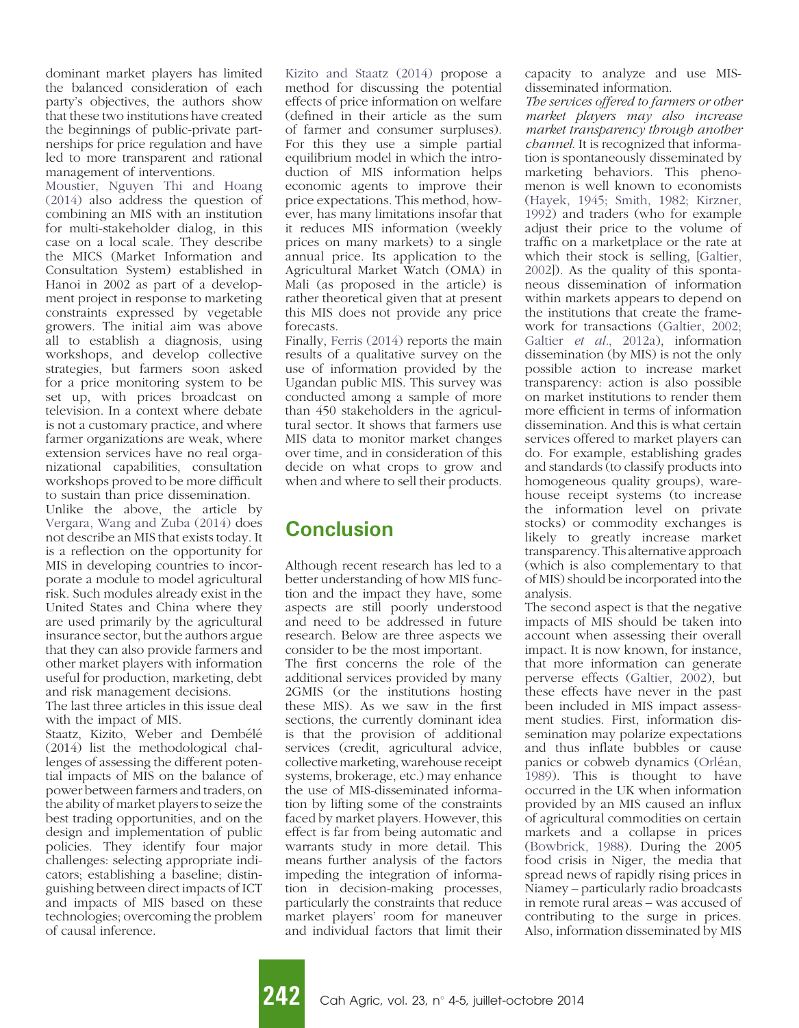dominant market players has limited the balanced consideration of each party's objectives, the authors show that these two institutions have created the beginnings of public-private partnerships for price regulation and have led to more transparent and rational management of interventions.

Moustier, Nguyen Thi and Hoang (2014) also address the question of combining an MIS with an institution for multi-stakeholder dialog, in this case on a local scale. They describe the MICS (Market Information and Consultation System) established in Hanoi in 2002 as part of a development project in response to marketing constraints expressed by vegetable growers. The initial aim was above all to establish a diagnosis, using workshops, and develop collective strategies, but farmers soon asked for a price monitoring system to be set up, with prices broadcast on television. In a context where debate is not a customary practice, and where farmer organizations are weak, where extension services have no real organizational capabilities, consultation workshops proved to be more difficult to sustain than price dissemination.

Unlike the above, the article by Vergara, Wang and Zuba (2014) does not describe an MIS that exists today. It is a reflection on the opportunity for MIS in developing countries to incorporate a module to model agricultural risk. Such modules already exist in the United States and China where they are used primarily by the agricultural insurance sector, but the authors argue that they can also provide farmers and other market players with information useful for production, marketing, debt and risk management decisions.

The last three articles in this issue deal with the impact of MIS.

Staatz, Kizito, Weber and Dembélé (2014) list the methodological challenges of assessing the different potential impacts of MIS on the balance of power between farmers and traders, on the ability of market players to seize the best trading opportunities, and on the design and implementation of public policies. They identify four major challenges: selecting appropriate indicators; establishing a baseline; distinguishing between direct impacts of ICT and impacts of MIS based on these technologies; overcoming the problem of causal inference.

Kizito and Staatz (2014) propose a method for discussing the potential effects of price information on welfare (defined in their article as the sum of farmer and consumer surpluses). For this they use a simple partial equilibrium model in which the introduction of MIS information helps economic agents to improve their price expectations. This method, however, has many limitations insofar that it reduces MIS information (weekly prices on many markets) to a single annual price. Its application to the Agricultural Market Watch (OMA) in Mali (as proposed in the article) is rather theoretical given that at present this MIS does not provide any price forecasts.

Finally, Ferris (2014) reports the main results of a qualitative survey on the use of information provided by the Ugandan public MIS. This survey was conducted among a sample of more than 450 stakeholders in the agricultural sector. It shows that farmers use MIS data to monitor market changes over time, and in consideration of this decide on what crops to grow and when and where to sell their products.

## Conclusion

Although recent research has led to a better understanding of how MIS function and the impact they have, some aspects are still poorly understood and need to be addressed in future research. Below are three aspects we consider to be the most important.

The first concerns the role of the additional services provided by many 2GMIS (or the institutions hosting these MIS). As we saw in the first sections, the currently dominant idea is that the provision of additional services (credit, agricultural advice, collective marketing, warehouse receipt systems, brokerage, etc.) may enhance the use of MIS-disseminated information by lifting some of the constraints faced by market players. However, this effect is far from being automatic and warrants study in more detail. This means further analysis of the factors impeding the integration of information in decision-making processes, particularly the constraints that reduce market players' room for maneuver and individual factors that limit their capacity to analyze and use MIS-disseminated information.

*The services offered to farmers or other market players may also increase market transparency through another channel.* It is recognized that information is spontaneously disseminated by marketing behaviors. This phenomenon is well known to economists (Hayek, 1945; Smith, 1982; Kirzner, 1992) and traders (who for example adjust their price to the volume of traffic on a marketplace or the rate at which their stock is selling, [Galtier, 2002]). As the quality of this spontaneous dissemination of information within markets appears to depend on the institutions that create the framework for transactions (Galtier, 2002; Galtier *et al*., 2012a), information dissemination (by MIS) is not the only possible action to increase market transparency: action is also possible on market institutions to render them more efficient in terms of information dissemination. And this is what certain services offered to market players can do. For example, establishing grades and standards (to classify products into homogeneous quality groups), warehouse receipt systems (to increase the information level on private stocks) or commodity exchanges is likely to greatly increase market transparency. This alternative approach (which is also complementary to that of MIS) should be incorporated into the analysis.

The second aspect is that the negative impacts of MIS should be taken into account when assessing their overall impact. It is now known, for instance, that more information can generate perverse effects (Galtier, 2002), but these effects have never in the past been included in MIS impact assessment studies. First, information dissemination may polarize expectations and thus inflate bubbles or cause panics or cobweb dynamics (Orléan, 1989). This is thought to have occurred in the UK when information provided by an MIS caused an influx of agricultural commodities on certain markets and a collapse in prices (Bowbrick, 1988). During the 2005 food crisis in Niger, the media that spread news of rapidly rising prices in Niamey – particularly radio broadcasts in remote rural areas – was accused of contributing to the surge in prices. Also, information disseminated by MIS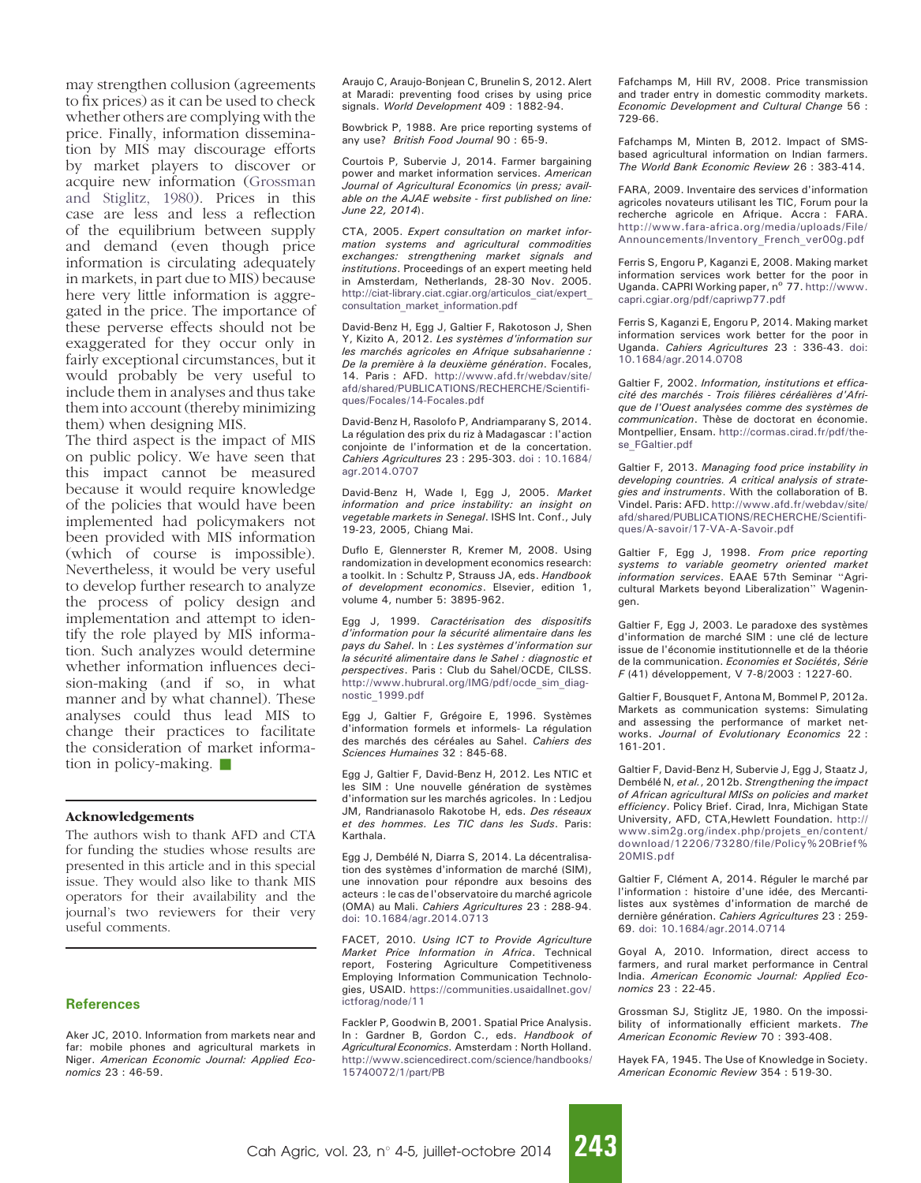may strengthen collusion (agreements to fix prices) as it can be used to check whether others are complying with the price. Finally, information dissemination by MIS may discourage efforts by market players to discover or acquire new information (Grossman and Stiglitz, 1980). Prices in this case are less and less a reflection of the equilibrium between supply and demand (even though price information is circulating adequately in markets, in part due to MIS) because here very little information is aggregated in the price. The importance of these perverse effects should not be exaggerated for they occur only in fairly exceptional circumstances, but it would probably be very useful to include them in analyses and thus take them into account (thereby minimizing them) when designing MIS.

The third aspect is the impact of MIS on public policy. We have seen that this impact cannot be measured because it would require knowledge of the policies that would have been implemented had policymakers not been provided with MIS information (which of course is impossible). Nevertheless, it would be very useful to develop further research to analyze the process of policy design and implementation and attempt to identify the role played by MIS information. Such analyzes would determine whether information influences decision-making (and if so, in what manner and by what channel). These analyses could thus lead MIS to change their practices to facilitate the consideration of market information in policy-making. ■

### Acknowledgements

The authors wish to thank AFD and CTA for funding the studies whose results are presented in this article and in this special issue. They would also like to thank MIS operators for their availability and the journal's two reviewers for their very useful comments.

## References

Aker JC, 2010. Information from markets near and far: mobile phones and agricultural markets in Niger. *American Economic Journal: Applied Economics* 23 : 46-59.

Araujo C, Araujo-Bonjean C, Brunelin S, 2012. Alert at Maradi: preventing food crises by using price signals. *World Development* 409 : 1882-94.

Bowbrick P, 1988. Are price reporting systems of any use? *British Food Journal* 90 : 65-9.

Courtois P, Subervie J, 2014. Farmer bargaining power and market information services. *American Journal of Agricultural Economics (in press; available on the AJAE website - first published on line: June 22, 2014)*.

CTA, 2005. *Expert consultation on market information systems and agricultural commodities exchanges: strengthening market signals and institutions*. Proceedings of an expert meeting held in Amsterdam, Netherlands, 28-30 Nov. 2005. http://ciat-library.ciat.cgiar.org/articulos_ciat/expert_consultation_market_information.pdf

David-Benz H, Egg J, Galtier F, Rakotoson J, Shen Y, Kizito A, 2012. *Les systèmes d'information sur les marchés agricoles en Afrique subsaharienne : De la première à la deuxième génération*. Focales, 14. Paris : AFD. http://www.afd.fr/webdav/site/afd/shared/PUBLICATIONS/RECHERCHE/Scientifiques/Focales/14-Focales.pdf

David-Benz H, Rasolofo P, Andriamparany S, 2014. La régulation des prix du riz à Madagascar : l'action conjointe de l'information et de la concertation. *Cahiers Agricultures* 23 : 295-303. doi : 10.1684/agr.2014.0707

David-Benz H, Wade I, Egg J, 2005. *Market information and price instability: an insight on vegetable markets in Senegal*. ISHS Int. Conf., July 19-23, 2005, Chiang Mai.

Duflo E, Glennerster R, Kremer M, 2008. Using randomization in development economics research: a toolkit. In : Schultz P, Strauss JA, eds. *Handbook of development economics*. Elsevier, edition 1, volume 4, number 5: 3895-962.

Egg J, 1999. *Caractérisation des dispositifs d'information pour la sécurité alimentaire dans les pays du Sahel*. In : *Les systèmes d'information sur la sécurité alimentaire dans le Sahel : diagnostic et perspectives*. Paris : Club du Sahel/OCDE, CILSS. http://www.hubrural.org/IMG/pdf/ocde_sim_diagnostic_1999.pdf

Egg J, Galtier F, Grégoire E, 1996. Systèmes d'information formels et informels- La régulation des marchés des céréales au Sahel. *Cahiers des Sciences Humaines* 32 : 845-68.

Egg J, Galtier F, David-Benz H, 2012. Les NTIC et les SIM : Une nouvelle génération de systèmes d'information sur les marchés agricoles. In : Ledjou JM, Randrianasolo Rakotobe H, eds. *Des réseaux et des hommes. Les TIC dans les Suds*. Paris: Karthala.

Egg J, Dembélé N, Diarra S, 2014. La décentralisation des systèmes d'information de marché (SIM), une innovation pour répondre aux besoins des acteurs : le cas de l'observatoire du marché agricole (OMA) au Mali. *Cahiers Agricultures* 23 : 288-94. doi: 10.1684/agr.2014.0713

FACET, 2010. *Using ICT to Provide Agriculture Market Price Information in Africa*. Technical report, Fostering Agriculture Competitiveness Employing Information Communication Technologies, USAID. https://communities.usaidallnet.gov/ictforag/node/11

Fackler P, Goodwin B, 2001. Spatial Price Analysis. In : Gardner B, Gordon C., eds. *Handbook of Agricultural Economics*. Amsterdam : North Holland. http://www.sciencedirect.com/science/handbooks/15740072/1/part/PB

Fafchamps M, Hill RV, 2008. Price transmission and trader entry in domestic commodity markets. *Economic Development and Cultural Change* 56 : 729-66.

Fafchamps M, Minten B, 2012. Impact of SMS-based agricultural information on Indian farmers. *The World Bank Economic Review* 26 : 383-414.

FARA, 2009. Inventaire des services d'information agricoles novateurs utilisant les TIC, Forum pour la recherche agricole en Afrique. Accra : FARA. http://www.fara-africa.org/media/uploads/File/Announcements/Inventory_French_ver00g.pdf

Ferris S, Engoru P, Kaganzi E, 2008. Making market information services work better for the poor in Uganda. CAPRI Working paper, n° 77. http://www.capri.cgiar.org/pdf/capriwp77.pdf

Ferris S, Kaganzi E, Engoru P, 2014. Making market information services work better for the poor in Uganda. *Cahiers Agricultures* 23 : 336-43. doi: 10.1684/agr.2014.0708

Galtier F, 2002. *Information, institutions et efficacité des marchés - Trois filières céréalières d'Afrique de l'Ouest analysées comme des systèmes de communication*. Thèse de doctorat en économie. Montpellier, Ensam. http://cormas.cirad.fr/pdf/these_FGaltier.pdf

Galtier F, 2013. *Managing food price instability in developing countries. A critical analysis of strategies and instruments*. With the collaboration of B. Vindel. Paris: AFD. http://www.afd.fr/webdav/site/afd/shared/PUBLICATIONS/RECHERCHE/Scientifiques/A-savoir/17-VA-A-Savoir.pdf

Galtier F, Egg J, 1998. *From price reporting systems to variable geometry oriented market information services*. EAAE 57th Seminar "Agricultural Markets beyond Liberalization" Wageningen.

Galtier F, Egg J, 2003. Le paradoxe des systèmes d'information de marché SIM : une clé de lecture issue de l'économie institutionnelle et de la théorie de la communication. *Economies et Sociétés, Série F* (41) développement, V 7-8/2003 : 1227-60.

Galtier F, Bousquet F, Antona M, Bommel P, 2012a. Markets as communication systems: Simulating and assessing the performance of market networks. *Journal of Evolutionary Economics* 22 : 161-201.

Galtier F, David-Benz H, Subervie J, Egg J, Staatz J, Dembélé N, *et al.*, 2012b. *Strengthening the impact of African agricultural MISs on policies and market efficiency*. Policy Brief. Cirad, Inra, Michigan State University, AFD, CTA,Hewlett Foundation. http://www.sim2g.org/index.php/projets_en/content/download/12206/73280/file/Policy%20Brief%20MIS.pdf

Galtier F, Clément A, 2014. Réguler le marché par l'information : histoire d'une idée, des Mercantilistes aux systèmes d'information de marché de dernière génération. *Cahiers Agricultures* 23 : 259-69. doi: 10.1684/agr.2014.0714

Goyal A, 2010. Information, direct access to farmers, and rural market performance in Central India. *American Economic Journal: Applied Economics* 23 : 22-45.

Grossman SJ, Stiglitz JE, 1980. On the impossibility of informationally efficient markets. *The American Economic Review* 70 : 393-408.

Hayek FA, 1945. The Use of Knowledge in Society. *American Economic Review* 354 : 519-30.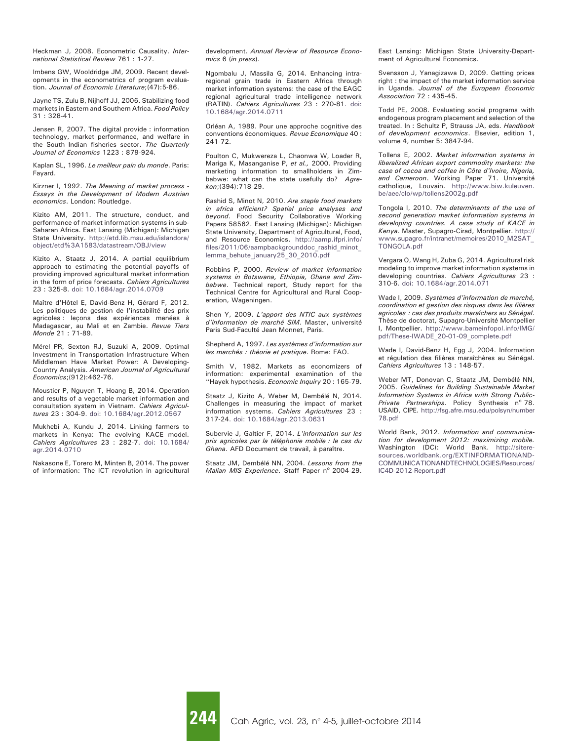Heckman J, 2008. Econometric Causality. *International Statistical Review* 761 : 1-27.

Imbens GW, Wooldridge JM, 2009. Recent developments in the econometrics of program evaluation. *Journal of Economic Literature*;(47):5-86.

Jayne TS, Zulu B, Nijhoff JJ, 2006. Stabilizing food markets in Eastern and Southern Africa. *Food Policy* 31 : 328-41.

Jensen R, 2007. The digital provide : information technology, market performance, and welfare in the South Indian fisheries sector. *The Quarterly Journal of Economics* 1223 : 879-924.

Kaplan SL, 1996. *Le meilleur pain du monde*. Paris: Fayard.

Kirzner I, 1992. *The Meaning of market process - Essays in the Development of Modern Austrian economics*. London: Routledge.

Kizito AM, 2011. The structure, conduct, and performance of market information systems in sub-Saharan Africa. East Lansing (Michigan): Michigan State University. http://etd.lib.msu.edu/islandora/object/etd%3A1583/datastream/OBJ/view

Kizito A, Staatz J, 2014. A partial equilibrium approach to estimating the potential payoffs of providing improved agricultural market information in the form of price forecasts. *Cahiers Agricultures* 23 : 325-8. doi: 10.1684/agr.2014.0709

Maître d'Hôtel E, David-Benz H, Gérard F, 2012. Les politiques de gestion de l'instabilité des prix agricoles : leçons des expériences menées à Madagascar, au Mali et en Zambie. *Revue Tiers Monde* 21 : 71-89.

Mérel PR, Sexton RJ, Suzuki A, 2009. Optimal Investment in Transportation Infrastructure When Middlemen Have Market Power: A Developing-Country Analysis. *American Journal of Agricultural Economics*;(912):462-76.

Moustier P, Nguyen T, Hoang B, 2014. Operation and results of a vegetable market information and consultation system in Vietnam. *Cahiers Agricultures* 23 : 304-9. doi: 10.1684/agr.2012.0567

Mukhebi A, Kundu J, 2014. Linking farmers to markets in Kenya: The evolving KACE model. *Cahiers Agricultures* 23 : 282-7. doi: 10.1684/agr.2014.0710

Nakasone E, Torero M, Minten B, 2014. The power of information: The ICT revolution in agricultural development. *Annual Review of Resource Economics* 6 (*in press*).

Ngombalu J, Massila G, 2014. Enhancing intra-regional grain trade in Eastern Africa through market information systems: the case of the EAGC regional agricultural trade intelligence network (RATIN). *Cahiers Agricultures* 23 : 270-81. doi: 10.1684/agr.2014.0711

Orléan A, 1989. Pour une approche cognitive des conventions économiques. *Revue Economique* 40 : 241-72.

Poulton C, Mukwereza L, Chaonwa W, Loader R, Mariga K, Masanganise P, *et al.*, 2000. Providing marketing information to smallholders in Zimbabwe: what can the state usefully do? *Agrekon*;(394):718-29.

Rashid S, Minot N, 2010. *Are staple food markets in africa efficient? Spatial price analyses and beyond*. Food Security Collaborative Working Papers 58562. East Lansing (Michigan): Michigan State University, Department of Agricultural, Food, and Resource Economics. http://aamp.ifpri.info/files/2011/06/aampbackgrounddoc_rashid_minot_lemma_behute_january25_30_2010.pdf

Robbins P, 2000. *Review of market information systems in Botswana, Ethiopia, Ghana and Zimbabwe*. Technical report, Study report for the Technical Centre for Agricultural and Rural Cooperation, Wageningen.

Shen Y, 2009. *L'apport des NTIC aux systèmes d'information de marché SIM*. Master, université Paris Sud-Faculté Jean Monnet, Paris.

Shepherd A, 1997. *Les systèmes d'information sur les marchés : théorie et pratique*. Rome: FAO.

Smith V, 1982. Markets as economizers of information: experimental examination of the ''Hayek hypothesis. *Economic Inquiry* 20 : 165-79.

Staatz J, Kizito A, Weber M, Dembélé N, 2014. Challenges in measuring the impact of market information systems. *Cahiers Agricultures* 23 : 317-24. doi: 10.1684/agr.2013.0631

Subervie J, Galtier F, 2014. *L'information sur les prix agricoles par la téléphonie mobile : le cas du Ghana*. AFD Document de travail, à paraître.

Staatz JM, Dembélé NN, 2004. *Lessons from the Malian MIS Experience*. Staff Paper n° 2004-29. East Lansing: Michigan State University-Department of Agricultural Economics.

Svensson J, Yanagizawa D, 2009. Getting prices right : the impact of the market information service in Uganda. *Journal of the European Economic Association* 72 : 435-45.

Todd PE, 2008. Evaluating social programs with endogenous program placement and selection of the treated. In : Schultz P, Strauss JA, eds. *Handbook of development economics*. Elsevier, edition 1, volume 4, number 5: 3847-94.

Tollens E, 2002. *Market information systems in liberalized African export commodity markets: the case of cocoa and coffee in Côte d'Ivoire, Nigeria, and Cameroon*. Working Paper 71. Université catholique, Louvain. http://www.biw.kuleuven.be/aee/clo/wp/tollens2002g.pdf

Tongola I, 2010. *The determinants of the use of second generation market information systems in developing countries. A case study of KACE in Kenya*. Master, Supagro-Cirad, Montpellier. http://www.supagro.fr/intranet/memoires/2010_M2SAT_TONGOLA.pdf

Vergara O, Wang H, Zuba G, 2014. Agricultural risk modeling to improve market information systems in developing countries. *Cahiers Agricultures* 23 : 310-6. doi: 10.1684/agr.2014.071

Wade I, 2009. *Systèmes d'information de marché, coordination et gestion des risques dans les filières agricoles : cas des produits maraîchers au Sénégal*. Thèse de doctorat, Supagro-Université Montpellier I, Montpellier. http://www.bameinfopol.info/IMG/pdf/These-IWADE_20-01-09_complete.pdf

Wade I, David-Benz H, Egg J, 2004. Information et régulation des filières maraîchères au Sénégal. *Cahiers Agricultures* 13 : 148-57.

Weber MT, Donovan C, Staatz JM, Dembélé NN, 2005. *Guidelines for Building Sustainable Market Information Systems in Africa with Strong Public-Private Partnerships*. Policy Synthesis n° 78. USAID, CIPE. http://fsg.afre.msu.edu/polsyn/number78.pdf

World Bank, 2012. *Information and communication for development 2012: maximizing mobile.* Washington (DC): World Bank. http://siteresources.worldbank.org/EXTINFORMATIONANDCOMMUNICATIONANDTECHNOLOGIES/Resources/IC4D-2012-Report.pdf